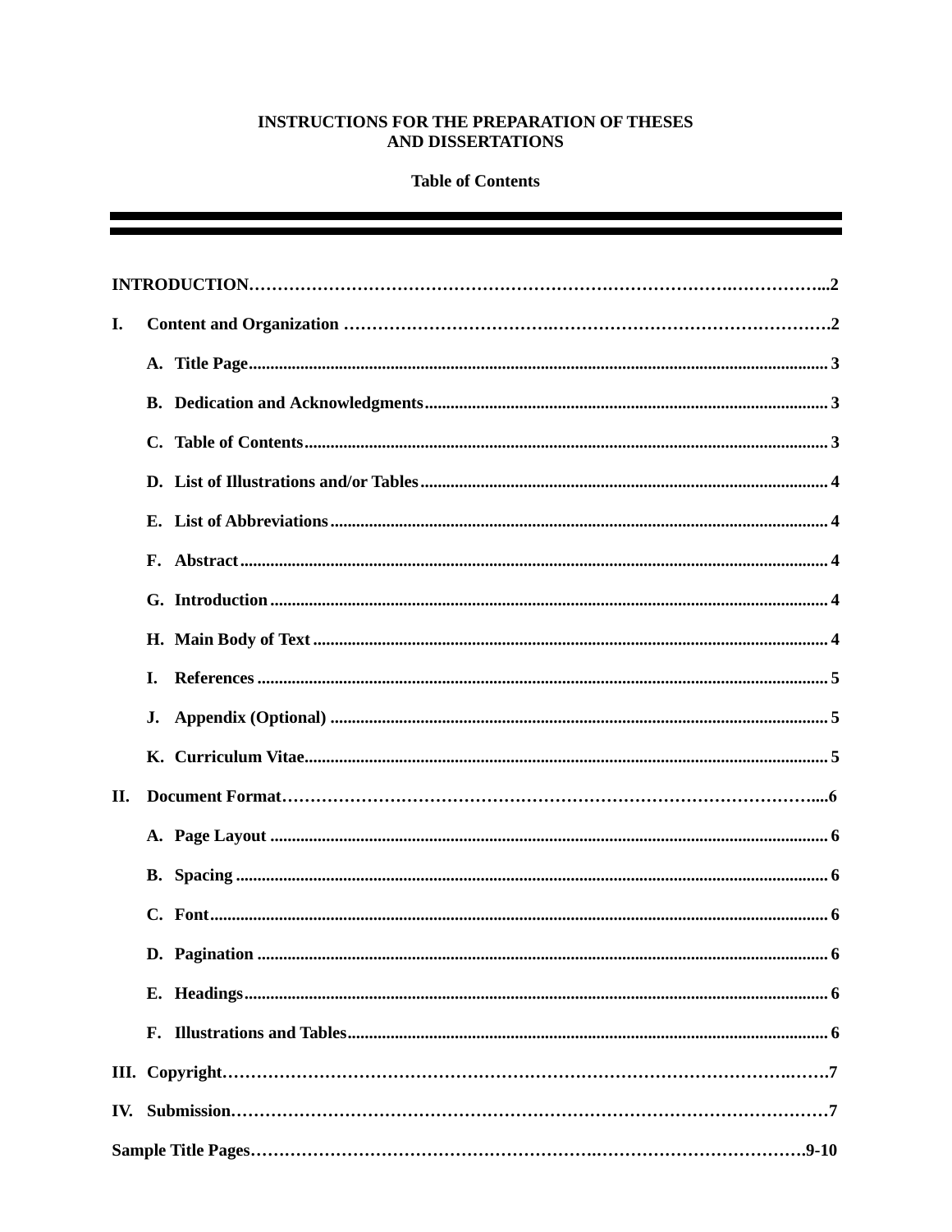# INSTRUCTIONS FOR THE PREPARATION OF THESES AND DISSERTATIONS

## Table of Contents

---

**INTRODUCTION**......................................................................................................2

**I. Content and Organization** ..................................................................................2

- **A. Title Page**...........................................................................................................3
- **B. Dedication and Acknowledgments**.................................................................3
- **C. Table of Contents**..............................................................................................3
- **D. List of Illustrations and/or Tables**..................................................................4
- **E. List of Abbreviations**.......................................................................................4
- **F. Abstract**.............................................................................................................4
- **G. Introduction**......................................................................................................4
- **H. Main Body of Text**...........................................................................................4
- **I. References**.........................................................................................................5
- **J. Appendix (Optional)**........................................................................................5
- **K. Curriculum Vitae**..............................................................................................5

**II. Document Format**..................................................................................................6

- **A. Page Layout**.......................................................................................................6
- **B. Spacing**.............................................................................................................6
- **C. Font**...................................................................................................................6
- **D. Pagination**........................................................................................................6
- **E. Headings**..........................................................................................................6
- **F. Illustrations and Tables**...................................................................................6

**III. Copyright**...............................................................................................................7

**IV. Submission**............................................................................................................7

**Sample Title Pages**.................................................................................................9-10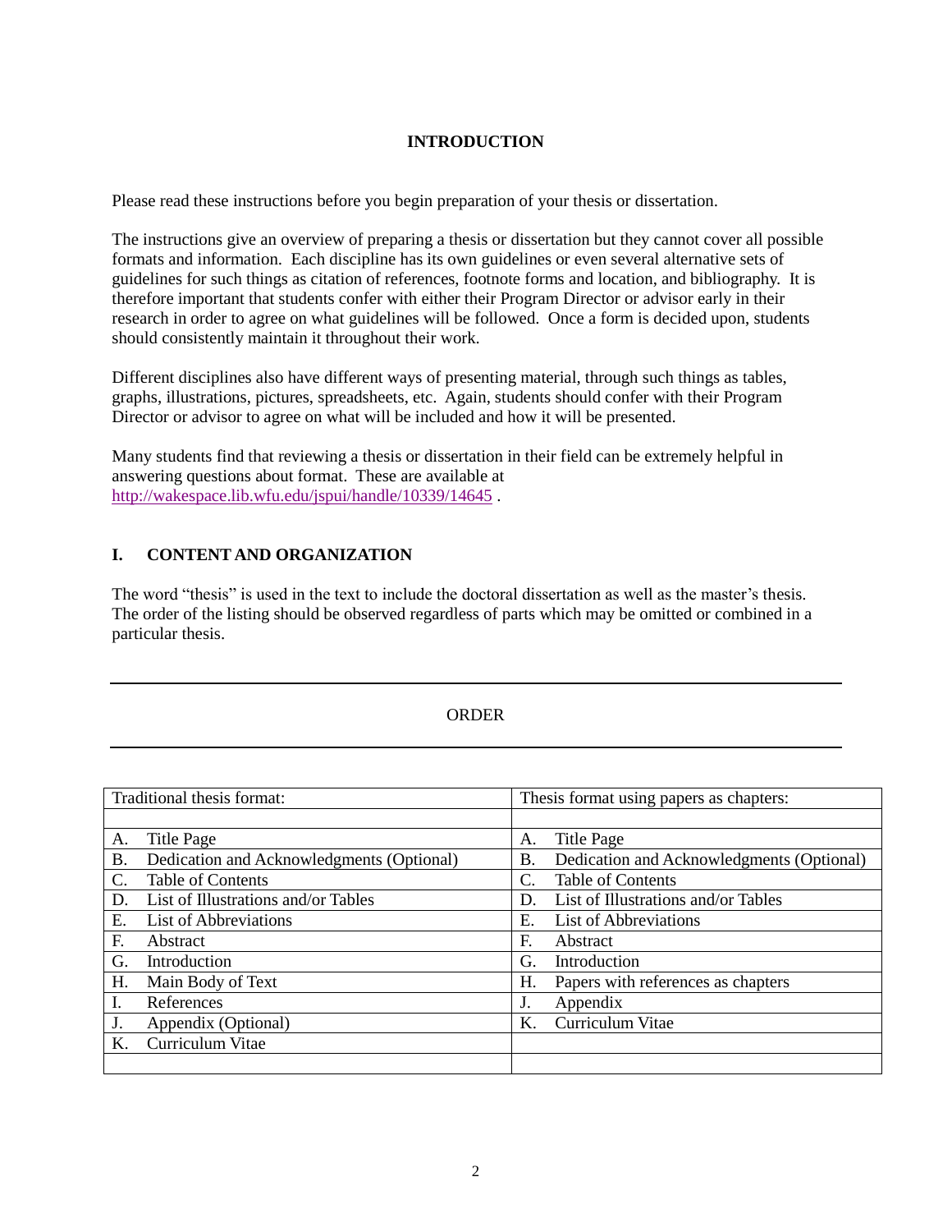## INTRODUCTION

Please read these instructions before you begin preparation of your thesis or dissertation.

The instructions give an overview of preparing a thesis or dissertation but they cannot cover all possible formats and information. Each discipline has its own guidelines or even several alternative sets of guidelines for such things as citation of references, footnote forms and location, and bibliography. It is therefore important that students confer with either their Program Director or advisor early in their research in order to agree on what guidelines will be followed. Once a form is decided upon, students should consistently maintain it throughout their work.

Different disciplines also have different ways of presenting material, through such things as tables, graphs, illustrations, pictures, spreadsheets, etc. Again, students should confer with their Program Director or advisor to agree on what will be included and how it will be presented.

Many students find that reviewing a thesis or dissertation in their field can be extremely helpful in answering questions about format. These are available at http://wakespace.lib.wfu.edu/jspui/handle/10339/14645 .

## I. CONTENT AND ORGANIZATION

The word "thesis" is used in the text to include the doctoral dissertation as well as the master's thesis. The order of the listing should be observed regardless of parts which may be omitted or combined in a particular thesis.

---

ORDER

---

| Traditional thesis format: | Thesis format using papers as chapters: |
|---|---|
| | |
| A. Title Page | A. Title Page |
| B. Dedication and Acknowledgments (Optional) | B. Dedication and Acknowledgments (Optional) |
| C. Table of Contents | C. Table of Contents |
| D. List of Illustrations and/or Tables | D. List of Illustrations and/or Tables |
| E. List of Abbreviations | E. List of Abbreviations |
| F. Abstract | F. Abstract |
| G. Introduction | G. Introduction |
| H. Main Body of Text | H. Papers with references as chapters |
| I. References | J. Appendix |
| J. Appendix (Optional) | K. Curriculum Vitae |
| K. Curriculum Vitae | |
| | |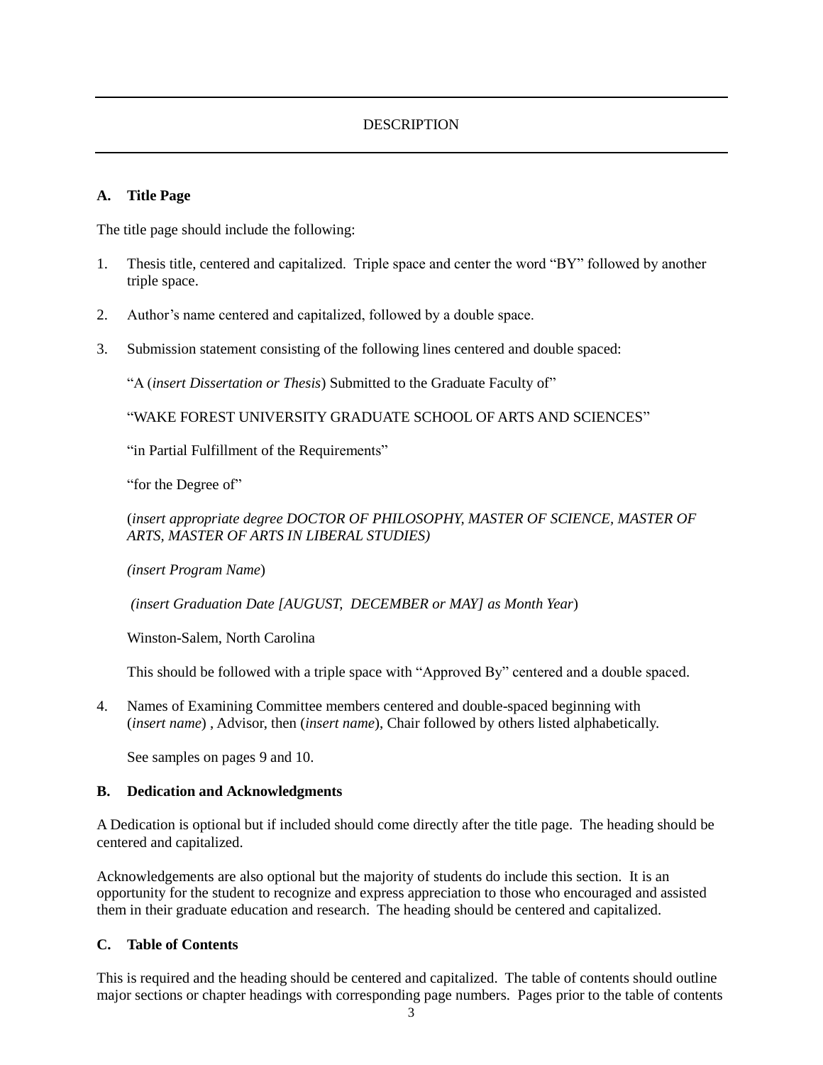## DESCRIPTION

### A. Title Page

The title page should include the following:

1. Thesis title, centered and capitalized. Triple space and center the word "BY" followed by another triple space.

2. Author's name centered and capitalized, followed by a double space.

3. Submission statement consisting of the following lines centered and double spaced:

   "A (*insert Dissertation or Thesis*) Submitted to the Graduate Faculty of"

   "WAKE FOREST UNIVERSITY GRADUATE SCHOOL OF ARTS AND SCIENCES"

   "in Partial Fulfillment of the Requirements"

   "for the Degree of"

   (*insert appropriate degree DOCTOR OF PHILOSOPHY, MASTER OF SCIENCE, MASTER OF ARTS, MASTER OF ARTS IN LIBERAL STUDIES)*

   *(insert Program Name*)

   *(insert Graduation Date [AUGUST, DECEMBER or MAY] as Month Year*)

   Winston-Salem, North Carolina

   This should be followed with a triple space with "Approved By" centered and a double spaced.

4. Names of Examining Committee members centered and double-spaced beginning with (*insert name*) , Advisor, then (*insert name*), Chair followed by others listed alphabetically.

   See samples on pages 9 and 10.

### B. Dedication and Acknowledgments

A Dedication is optional but if included should come directly after the title page. The heading should be centered and capitalized.

Acknowledgements are also optional but the majority of students do include this section. It is an opportunity for the student to recognize and express appreciation to those who encouraged and assisted them in their graduate education and research. The heading should be centered and capitalized.

### C. Table of Contents

This is required and the heading should be centered and capitalized. The table of contents should outline major sections or chapter headings with corresponding page numbers. Pages prior to the table of contents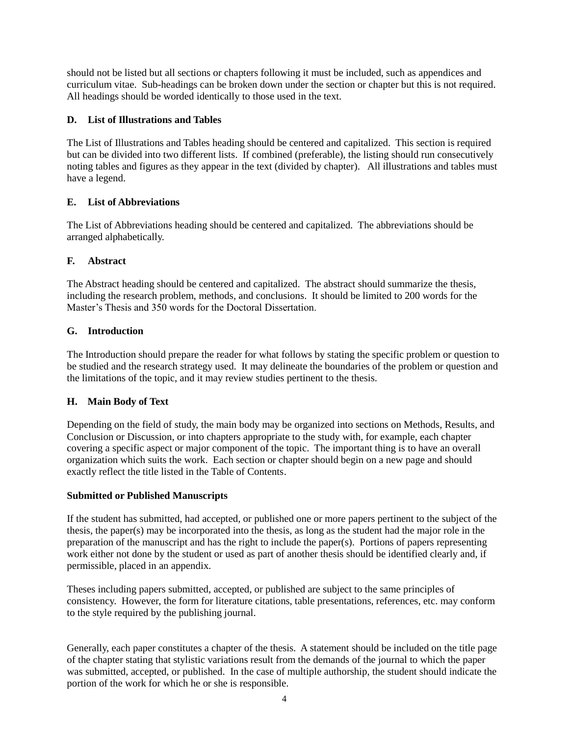should not be listed but all sections or chapters following it must be included, such as appendices and curriculum vitae. Sub-headings can be broken down under the section or chapter but this is not required. All headings should be worded identically to those used in the text.

### D. List of Illustrations and Tables

The List of Illustrations and Tables heading should be centered and capitalized. This section is required but can be divided into two different lists. If combined (preferable), the listing should run consecutively noting tables and figures as they appear in the text (divided by chapter). All illustrations and tables must have a legend.

### E. List of Abbreviations

The List of Abbreviations heading should be centered and capitalized. The abbreviations should be arranged alphabetically.

### F. Abstract

The Abstract heading should be centered and capitalized. The abstract should summarize the thesis, including the research problem, methods, and conclusions. It should be limited to 200 words for the Master's Thesis and 350 words for the Doctoral Dissertation.

### G. Introduction

The Introduction should prepare the reader for what follows by stating the specific problem or question to be studied and the research strategy used. It may delineate the boundaries of the problem or question and the limitations of the topic, and it may review studies pertinent to the thesis.

### H. Main Body of Text

Depending on the field of study, the main body may be organized into sections on Methods, Results, and Conclusion or Discussion, or into chapters appropriate to the study with, for example, each chapter covering a specific aspect or major component of the topic. The important thing is to have an overall organization which suits the work. Each section or chapter should begin on a new page and should exactly reflect the title listed in the Table of Contents.

#### Submitted or Published Manuscripts

If the student has submitted, had accepted, or published one or more papers pertinent to the subject of the thesis, the paper(s) may be incorporated into the thesis, as long as the student had the major role in the preparation of the manuscript and has the right to include the paper(s). Portions of papers representing work either not done by the student or used as part of another thesis should be identified clearly and, if permissible, placed in an appendix.

Theses including papers submitted, accepted, or published are subject to the same principles of consistency. However, the form for literature citations, table presentations, references, etc. may conform to the style required by the publishing journal.

Generally, each paper constitutes a chapter of the thesis. A statement should be included on the title page of the chapter stating that stylistic variations result from the demands of the journal to which the paper was submitted, accepted, or published. In the case of multiple authorship, the student should indicate the portion of the work for which he or she is responsible.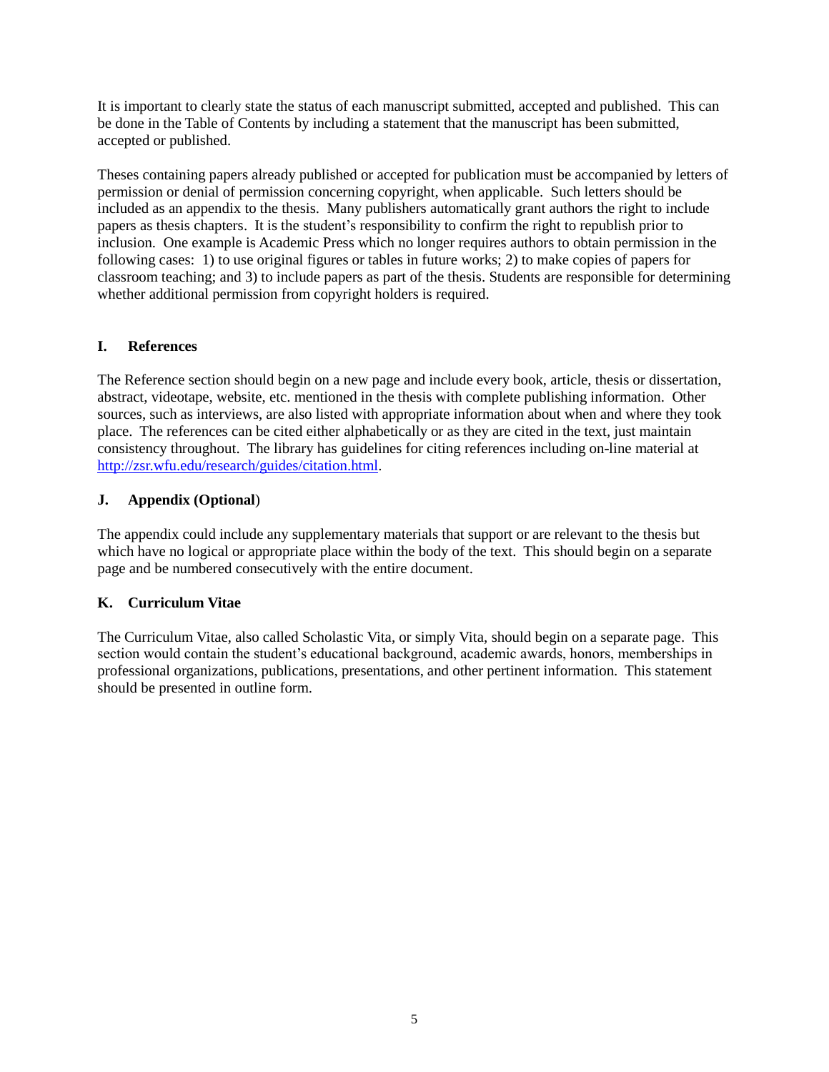It is important to clearly state the status of each manuscript submitted, accepted and published. This can be done in the Table of Contents by including a statement that the manuscript has been submitted, accepted or published.

Theses containing papers already published or accepted for publication must be accompanied by letters of permission or denial of permission concerning copyright, when applicable. Such letters should be included as an appendix to the thesis. Many publishers automatically grant authors the right to include papers as thesis chapters. It is the student's responsibility to confirm the right to republish prior to inclusion. One example is Academic Press which no longer requires authors to obtain permission in the following cases: 1) to use original figures or tables in future works; 2) to make copies of papers for classroom teaching; and 3) to include papers as part of the thesis. Students are responsible for determining whether additional permission from copyright holders is required.

### I. References

The Reference section should begin on a new page and include every book, article, thesis or dissertation, abstract, videotape, website, etc. mentioned in the thesis with complete publishing information. Other sources, such as interviews, are also listed with appropriate information about when and where they took place. The references can be cited either alphabetically or as they are cited in the text, just maintain consistency throughout. The library has guidelines for citing references including on-line material at [http://zsr.wfu.edu/research/guides/citation.html](http://zsr.wfu.edu/research/guides/citation.html).

### J. Appendix (Optional)

The appendix could include any supplementary materials that support or are relevant to the thesis but which have no logical or appropriate place within the body of the text. This should begin on a separate page and be numbered consecutively with the entire document.

### K. Curriculum Vitae

The Curriculum Vitae, also called Scholastic Vita, or simply Vita, should begin on a separate page. This section would contain the student's educational background, academic awards, honors, memberships in professional organizations, publications, presentations, and other pertinent information. This statement should be presented in outline form.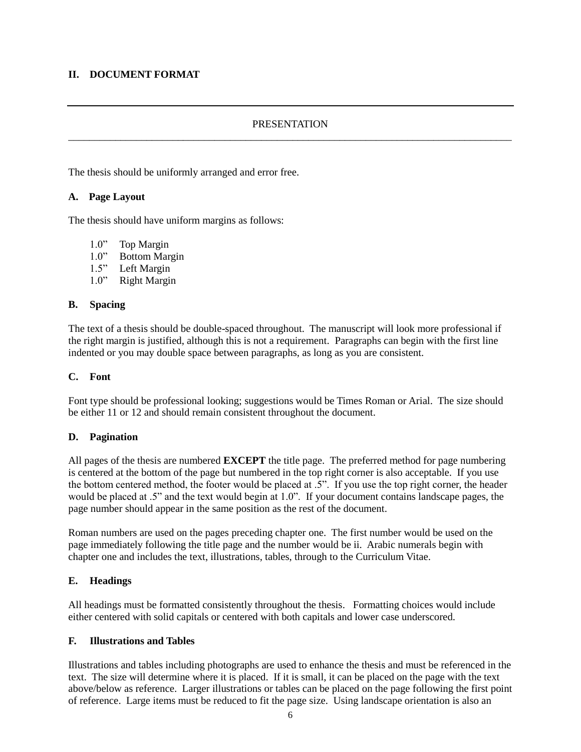## II. DOCUMENT FORMAT

---

PRESENTATION

---

The thesis should be uniformly arranged and error free.

### A. Page Layout

The thesis should have uniform margins as follows:

- 1.0” Top Margin
- 1.0” Bottom Margin
- 1.5” Left Margin
- 1.0” Right Margin

### B. Spacing

The text of a thesis should be double-spaced throughout. The manuscript will look more professional if the right margin is justified, although this is not a requirement. Paragraphs can begin with the first line indented or you may double space between paragraphs, as long as you are consistent.

### C. Font

Font type should be professional looking; suggestions would be Times Roman or Arial. The size should be either 11 or 12 and should remain consistent throughout the document.

### D. Pagination

All pages of the thesis are numbered **EXCEPT** the title page. The preferred method for page numbering is centered at the bottom of the page but numbered in the top right corner is also acceptable. If you use the bottom centered method, the footer would be placed at .5”. If you use the top right corner, the header would be placed at .5” and the text would begin at 1.0”. If your document contains landscape pages, the page number should appear in the same position as the rest of the document.

Roman numbers are used on the pages preceding chapter one. The first number would be used on the page immediately following the title page and the number would be ii. Arabic numerals begin with chapter one and includes the text, illustrations, tables, through to the Curriculum Vitae.

### E. Headings

All headings must be formatted consistently throughout the thesis. Formatting choices would include either centered with solid capitals or centered with both capitals and lower case underscored.

### F. Illustrations and Tables

Illustrations and tables including photographs are used to enhance the thesis and must be referenced in the text. The size will determine where it is placed. If it is small, it can be placed on the page with the text above/below as reference. Larger illustrations or tables can be placed on the page following the first point of reference. Large items must be reduced to fit the page size. Using landscape orientation is also an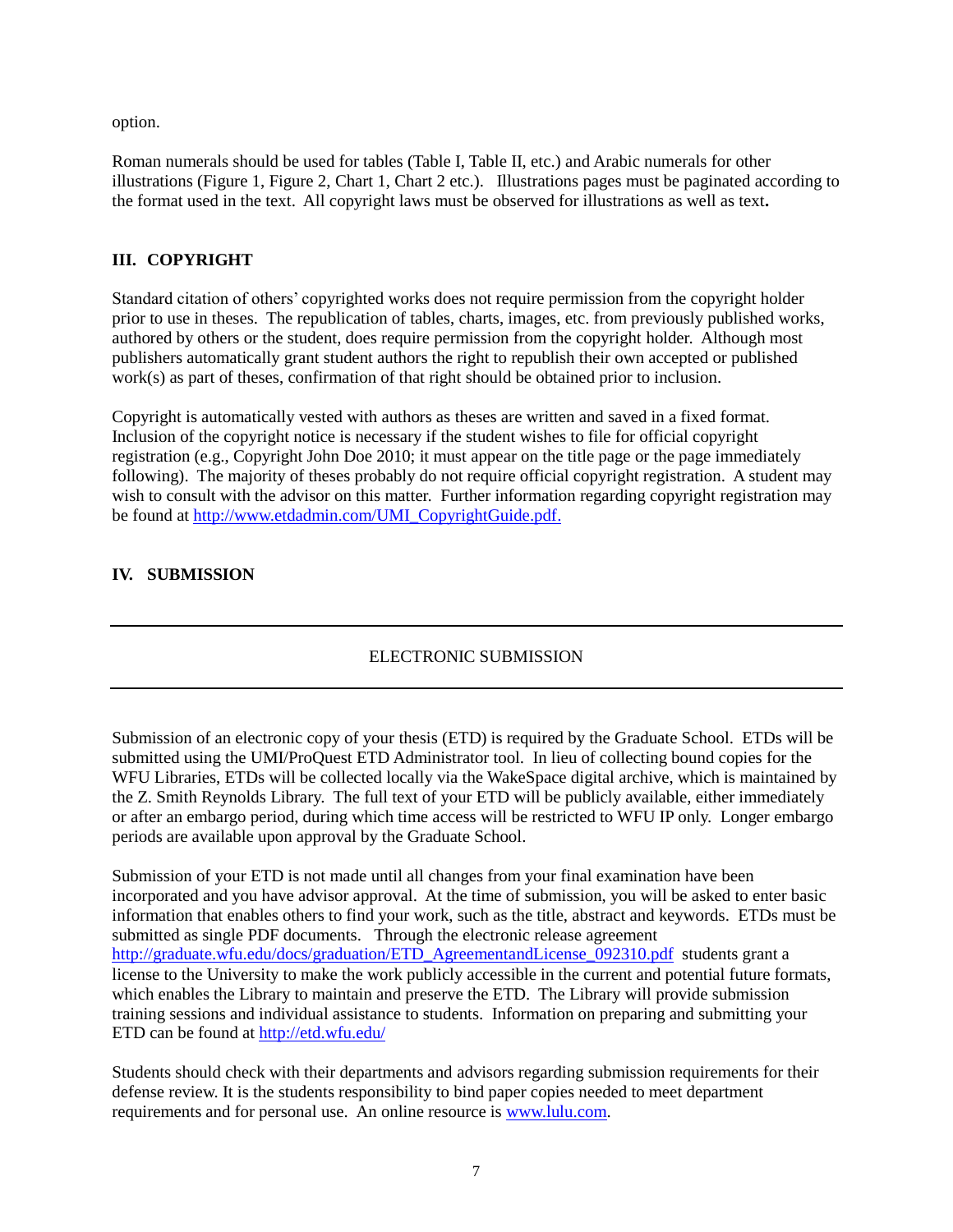option.

Roman numerals should be used for tables (Table I, Table II, etc.) and Arabic numerals for other illustrations (Figure 1, Figure 2, Chart 1, Chart 2 etc.). Illustrations pages must be paginated according to the format used in the text. All copyright laws must be observed for illustrations as well as text**.**

## III. COPYRIGHT

Standard citation of others' copyrighted works does not require permission from the copyright holder prior to use in theses. The republication of tables, charts, images, etc. from previously published works, authored by others or the student, does require permission from the copyright holder. Although most publishers automatically grant student authors the right to republish their own accepted or published work(s) as part of theses, confirmation of that right should be obtained prior to inclusion.

Copyright is automatically vested with authors as theses are written and saved in a fixed format. Inclusion of the copyright notice is necessary if the student wishes to file for official copyright registration (e.g., Copyright John Doe 2010; it must appear on the title page or the page immediately following). The majority of theses probably do not require official copyright registration. A student may wish to consult with the advisor on this matter. Further information regarding copyright registration may be found at http://www.etdadmin.com/UMI_CopyrightGuide.pdf.

## IV. SUBMISSION

---

### ELECTRONIC SUBMISSION

---

Submission of an electronic copy of your thesis (ETD) is required by the Graduate School. ETDs will be submitted using the UMI/ProQuest ETD Administrator tool. In lieu of collecting bound copies for the WFU Libraries, ETDs will be collected locally via the WakeSpace digital archive, which is maintained by the Z. Smith Reynolds Library. The full text of your ETD will be publicly available, either immediately or after an embargo period, during which time access will be restricted to WFU IP only. Longer embargo periods are available upon approval by the Graduate School.

Submission of your ETD is not made until all changes from your final examination have been incorporated and you have advisor approval. At the time of submission, you will be asked to enter basic information that enables others to find your work, such as the title, abstract and keywords. ETDs must be submitted as single PDF documents. Through the electronic release agreement http://graduate.wfu.edu/docs/graduation/ETD_AgreementandLicense_092310.pdf students grant a license to the University to make the work publicly accessible in the current and potential future formats, which enables the Library to maintain and preserve the ETD. The Library will provide submission training sessions and individual assistance to students. Information on preparing and submitting your ETD can be found at http://etd.wfu.edu/

Students should check with their departments and advisors regarding submission requirements for their defense review. It is the students responsibility to bind paper copies needed to meet department requirements and for personal use. An online resource is www.lulu.com.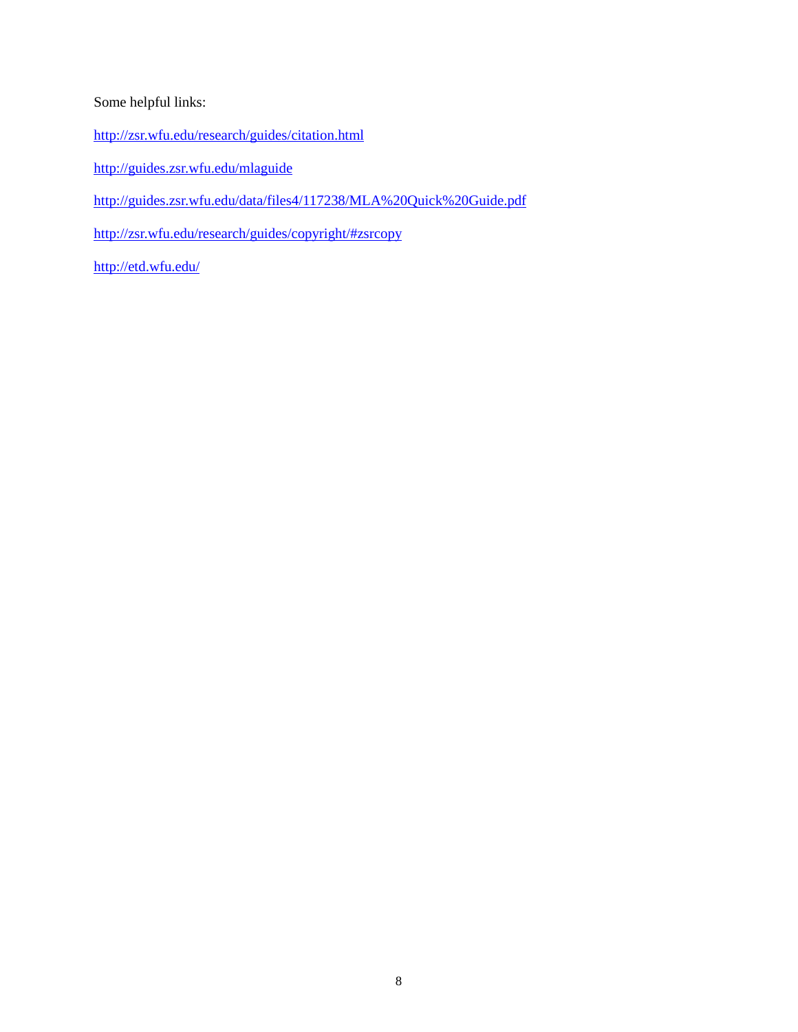Some helpful links:

http://zsr.wfu.edu/research/guides/citation.html

http://guides.zsr.wfu.edu/mlaguide

http://guides.zsr.wfu.edu/data/files4/117238/MLA%20Quick%20Guide.pdf

http://zsr.wfu.edu/research/guides/copyright/#zsrcopy

http://etd.wfu.edu/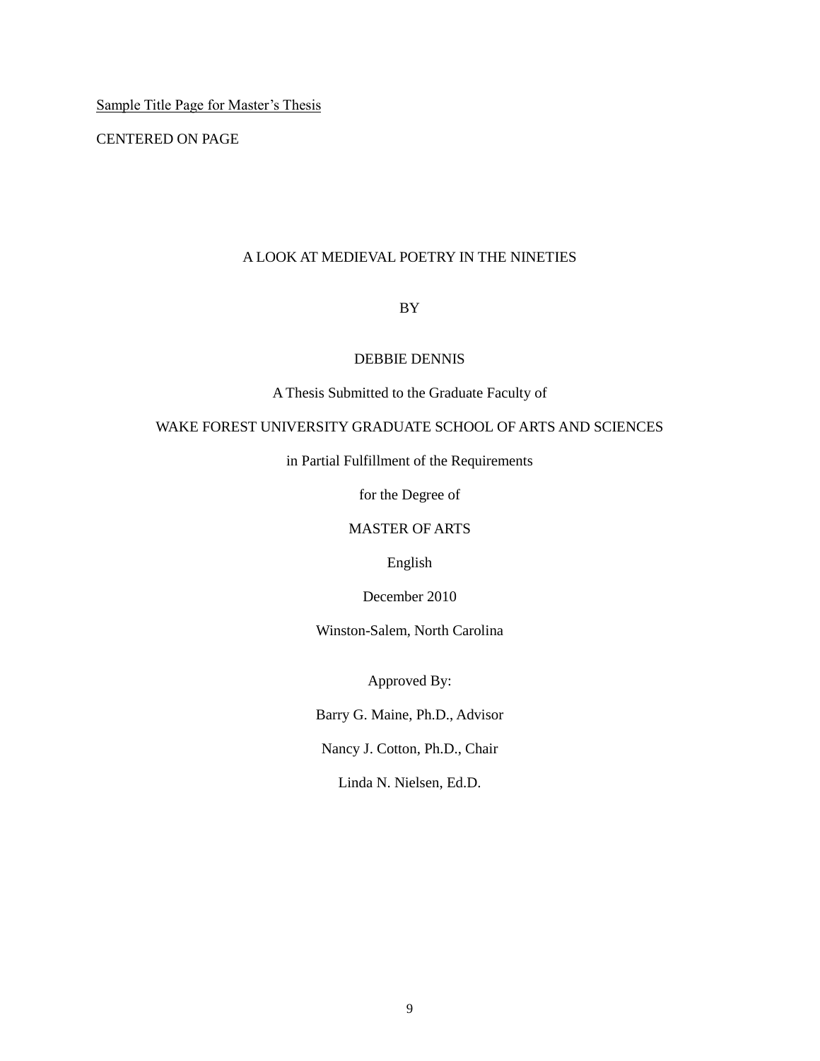<u>Sample Title Page for Master's Thesis</u>

CENTERED ON PAGE

A LOOK AT MEDIEVAL POETRY IN THE NINETIES

BY

DEBBIE DENNIS

A Thesis Submitted to the Graduate Faculty of

WAKE FOREST UNIVERSITY GRADUATE SCHOOL OF ARTS AND SCIENCES

in Partial Fulfillment of the Requirements

for the Degree of

MASTER OF ARTS

English

December 2010

Winston-Salem, North Carolina

Approved By:

Barry G. Maine, Ph.D., Advisor

Nancy J. Cotton, Ph.D., Chair

Linda N. Nielsen, Ed.D.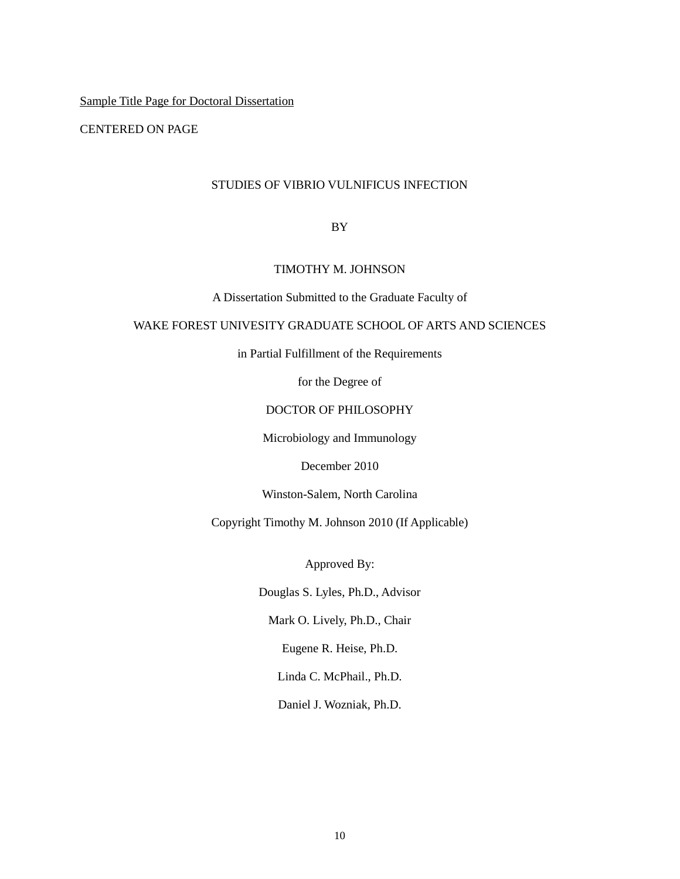Sample Title Page for Doctoral Dissertation

CENTERED ON PAGE

STUDIES OF VIBRIO VULNIFICUS INFECTION

BY

TIMOTHY M. JOHNSON

A Dissertation Submitted to the Graduate Faculty of

WAKE FOREST UNIVESITY GRADUATE SCHOOL OF ARTS AND SCIENCES

in Partial Fulfillment of the Requirements

for the Degree of

DOCTOR OF PHILOSOPHY

Microbiology and Immunology

December 2010

Winston-Salem, North Carolina

Copyright Timothy M. Johnson 2010 (If Applicable)

Approved By:

Douglas S. Lyles, Ph.D., Advisor

Mark O. Lively, Ph.D., Chair

Eugene R. Heise, Ph.D.

Linda C. McPhail., Ph.D.

Daniel J. Wozniak, Ph.D.